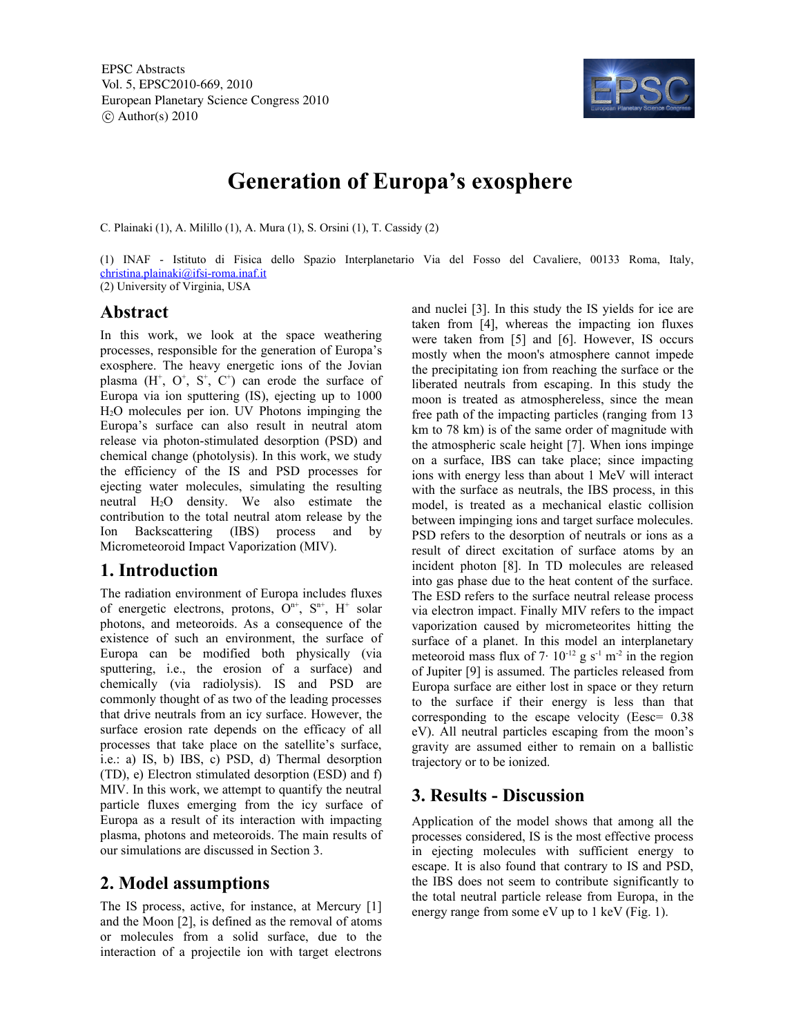EPSC Abstracts
Vol. 5, EPSC2010-669, 2010
European Planetary Science Congress 2010
© Author(s) 2010

# Generation of Europa's exosphere

C. Plainaki (1), A. Milillo (1), A. Mura (1), S. Orsini (1), T. Cassidy (2)

(1) INAF - Istituto di Fisica dello Spazio Interplanetario Via del Fosso del Cavaliere, 00133 Roma, Italy, christina.plainaki@ifsi-roma.inaf.it
(2) University of Virginia, USA

## Abstract

In this work, we look at the space weathering processes, responsible for the generation of Europa's exosphere. The heavy energetic ions of the Jovian plasma ($H^+$, $O^+$, $S^+$, $C^+$) can erode the surface of Europa via ion sputtering (IS), ejecting up to 1000 $H_2O$ molecules per ion. UV Photons impinging the Europa's surface can also result in neutral atom release via photon-stimulated desorption (PSD) and chemical change (photolysis). In this work, we study the efficiency of the IS and PSD processes for ejecting water molecules, simulating the resulting neutral $H_2O$ density. We also estimate the contribution to the total neutral atom release by the Ion Backscattering (IBS) process and by Micrometeoroid Impact Vaporization (MIV).

## 1. Introduction

The radiation environment of Europa includes fluxes of energetic electrons, protons, $O^{n+}$, $S^{n+}$, $H^+$ solar photons, and meteoroids. As a consequence of the existence of such an environment, the surface of Europa can be modified both physically (via sputtering, i.e., the erosion of a surface) and chemically (via radiolysis). IS and PSD are commonly thought of as two of the leading processes that drive neutrals from an icy surface. However, the surface erosion rate depends on the efficacy of all processes that take place on the satellite's surface, i.e.: a) IS, b) IBS, c) PSD, d) Thermal desorption (TD), e) Electron stimulated desorption (ESD) and f) MIV. In this work, we attempt to quantify the neutral particle fluxes emerging from the icy surface of Europa as a result of its interaction with impacting plasma, photons and meteoroids. The main results of our simulations are discussed in Section 3.

## 2. Model assumptions

The IS process, active, for instance, at Mercury [1] and the Moon [2], is defined as the removal of atoms or molecules from a solid surface, due to the interaction of a projectile ion with target electrons and nuclei [3]. In this study the IS yields for ice are taken from [4], whereas the impacting ion fluxes were taken from [5] and [6]. However, IS occurs mostly when the moon's atmosphere cannot impede the precipitating ion from reaching the surface or the liberated neutrals from escaping. In this study the moon is treated as atmosphereless, since the mean free path of the impacting particles (ranging from 13 km to 78 km) is of the same order of magnitude with the atmospheric scale height [7]. When ions impinge on a surface, IBS can take place; since impacting ions with energy less than about 1 MeV will interact with the surface as neutrals, the IBS process, in this model, is treated as a mechanical elastic collision between impinging ions and target surface molecules. PSD refers to the desorption of neutrals or ions as a result of direct excitation of surface atoms by an incident photon [8]. In TD molecules are released into gas phase due to the heat content of the surface. The ESD refers to the surface neutral release process via electron impact. Finally MIV refers to the impact vaporization caused by micrometeorites hitting the surface of a planet. In this model an interplanetary meteoroid mass flux of $7 \cdot 10^{-12}$ g s$^{-1}$ m$^{-2}$ in the region of Jupiter [9] is assumed. The particles released from Europa surface are either lost in space or they return to the surface if their energy is less than that corresponding to the escape velocity ($E_{esc}$= 0.38 eV). All neutral particles escaping from the moon's gravity are assumed either to remain on a ballistic trajectory or to be ionized.

## 3. Results - Discussion

Application of the model shows that among all the processes considered, IS is the most effective process in ejecting molecules with sufficient energy to escape. It is also found that contrary to IS and PSD, the IBS does not seem to contribute significantly to the total neutral particle release from Europa, in the energy range from some eV up to 1 keV (Fig. 1).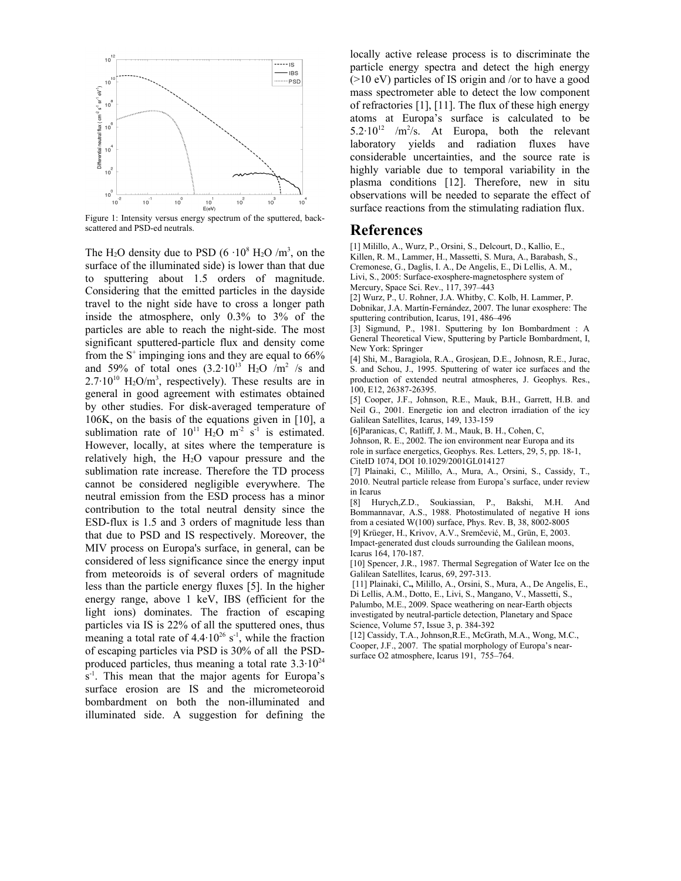10^12
10^10
10^8
10^6
10^4
10^2
10^0
Differential neutral flux ( cm^-2 s^-1 sr^-1 eV^-1 )
10^-2 10^-1 10^0 10^1 10^2 10^3 10^4
E(eV)
IS
IBS
PSD

Figure 1: Intensity versus energy spectrum of the sputtered, back-scattered and PSD-ed neutrals.

The $H_2O$ density due to PSD ($6 \cdot 10^8$ $H_2O$ /m$^3$, on the surface of the illuminated side) is lower than that due to sputtering about 1.5 orders of magnitude. Considering that the emitted particles in the dayside travel to the night side have to cross a longer path inside the atmosphere, only 0.3% to 3% of the particles are able to reach the night-side. The most significant sputtered-particle flux and density come from the $S^+$ impinging ions and they are equal to 66% and 59% of total ones ($3.2 \cdot 10^{13}$ $H_2O$ /m$^2$ /s and $2.7 \cdot 10^{10}$ $H_2O$/m$^3$, respectively). These results are in general in good agreement with estimates obtained by other studies. For disk-averaged temperature of 106K, on the basis of the equations given in [10], a sublimation rate of $10^{11}$ $H_2O$ m$^{-2}$ s$^{-1}$ is estimated. However, locally, at sites where the temperature is relatively high, the $H_2O$ vapour pressure and the sublimation rate increase. Therefore the TD process cannot be considered negligible everywhere. The neutral emission from the ESD process has a minor contribution to the total neutral density since the ESD-flux is 1.5 and 3 orders of magnitude less than that due to PSD and IS respectively. Moreover, the MIV process on Europa's surface, in general, can be considered of less significance since the energy input from meteoroids is of several orders of magnitude less than the particle energy fluxes [5]. In the higher energy range, above 1 keV, IBS (efficient for the light ions) dominates. The fraction of escaping particles via IS is 22% of all the sputtered ones, thus meaning a total rate of $4.4 \cdot 10^{26}$ s$^{-1}$, while the fraction of escaping particles via PSD is 30% of all the PSD-produced particles, thus meaning a total rate $3.3 \cdot 10^{24}$ s$^{-1}$. This mean that the major agents for Europa's surface erosion are IS and the micrometeoroid bombardment on both the non-illuminated and illuminated side. A suggestion for defining the locally active release process is to discriminate the particle energy spectra and detect the high energy (>10 eV) particles of IS origin and /or to have a good mass spectrometer able to detect the low component of refractories [1], [11]. The flux of these high energy atoms at Europa's surface is calculated to be $5.2 \cdot 10^{12}$ /m$^2$/s. At Europa, both the relevant laboratory yields and radiation fluxes have considerable uncertainties, and the source rate is highly variable due to temporal variability in the plasma conditions [12]. Therefore, new in situ observations will be needed to separate the effect of surface reactions from the stimulating radiation flux.

## References

[1] Milillo, A., Wurz, P., Orsini, S., Delcourt, D., Kallio, E., Killen, R. M., Lammer, H., Massetti, S. Mura, A., Barabash, S., Cremonese, G., Daglis, I. A., De Angelis, E., Di Lellis, A. M., Livi, S., 2005: Surface-exosphere-magnetosphere system of Mercury, Space Sci. Rev., 117, 397–443

[2] Wurz, P., U. Rohner, J.A. Whitby, C. Kolb, H. Lammer, P. Dobnikar, J.A. Martín-Fernández, 2007. The lunar exosphere: The sputtering contribution, Icarus, 191, 486–496

[3] Sigmund, P., 1981. Sputtering by Ion Bombardment : A General Theoretical View, Sputtering by Particle Bombardment, I, New York: Springer

[4] Shi, M., Baragiola, R.A., Grosjean, D.E., Johnosn, R.E., Jurac, S. and Schou, J., 1995. Sputtering of water ice surfaces and the production of extended neutral atmospheres, J. Geophys. Res., 100, E12, 26387-26395.

[5] Cooper, J.F., Johnson, R.E., Mauk, B.H., Garrett, H.B. and Neil G., 2001. Energetic ion and electron irradiation of the icy Galilean Satellites, Icarus, 149, 133-159

[6]Paranicas, C, Ratliff, J. M., Mauk, B. H., Cohen, C, Johnson, R. E., 2002. The ion environment near Europa and its role in surface energetics, Geophys. Res. Letters, 29, 5, pp. 18-1, CiteID 1074, DOI 10.1029/2001GL014127

[7] Plainaki, C., Milillo, A., Mura, A., Orsini, S., Cassidy, T., 2010. Neutral particle release from Europa's surface, under review in Icarus

[8] Hurych,Z.D., Soukiassian, P., Bakshi, M.H. And Bommannavar, A.S., 1988. Photostimulated of negative H ions from a cesiated W(100) surface, Phys. Rev. B, 38, 8002-8005

[9] Krüeger, H., Krivov, A.V., Sremčević, M., Grün, E, 2003. Impact-generated dust clouds surrounding the Galilean moons, Icarus 164, 170-187.

[10] Spencer, J.R., 1987. Thermal Segregation of Water Ice on the Galilean Satellites, Icarus, 69, 297-313.

[11] Plainaki, C**.,** Milillo, A., Orsini, S., Mura, A., De Angelis, E., Di Lellis, A.M., Dotto, E., Livi, S., Mangano, V., Massetti, S., Palumbo, M.E., 2009. Space weathering on near-Earth objects investigated by neutral-particle detection, Planetary and Space Science, Volume 57, Issue 3, p. 384-392

[12] Cassidy, T.A., Johnson,R.E., McGrath, M.A., Wong, M.C., Cooper, J.F., 2007. The spatial morphology of Europa's near-surface O2 atmosphere, Icarus 191, 755–764.